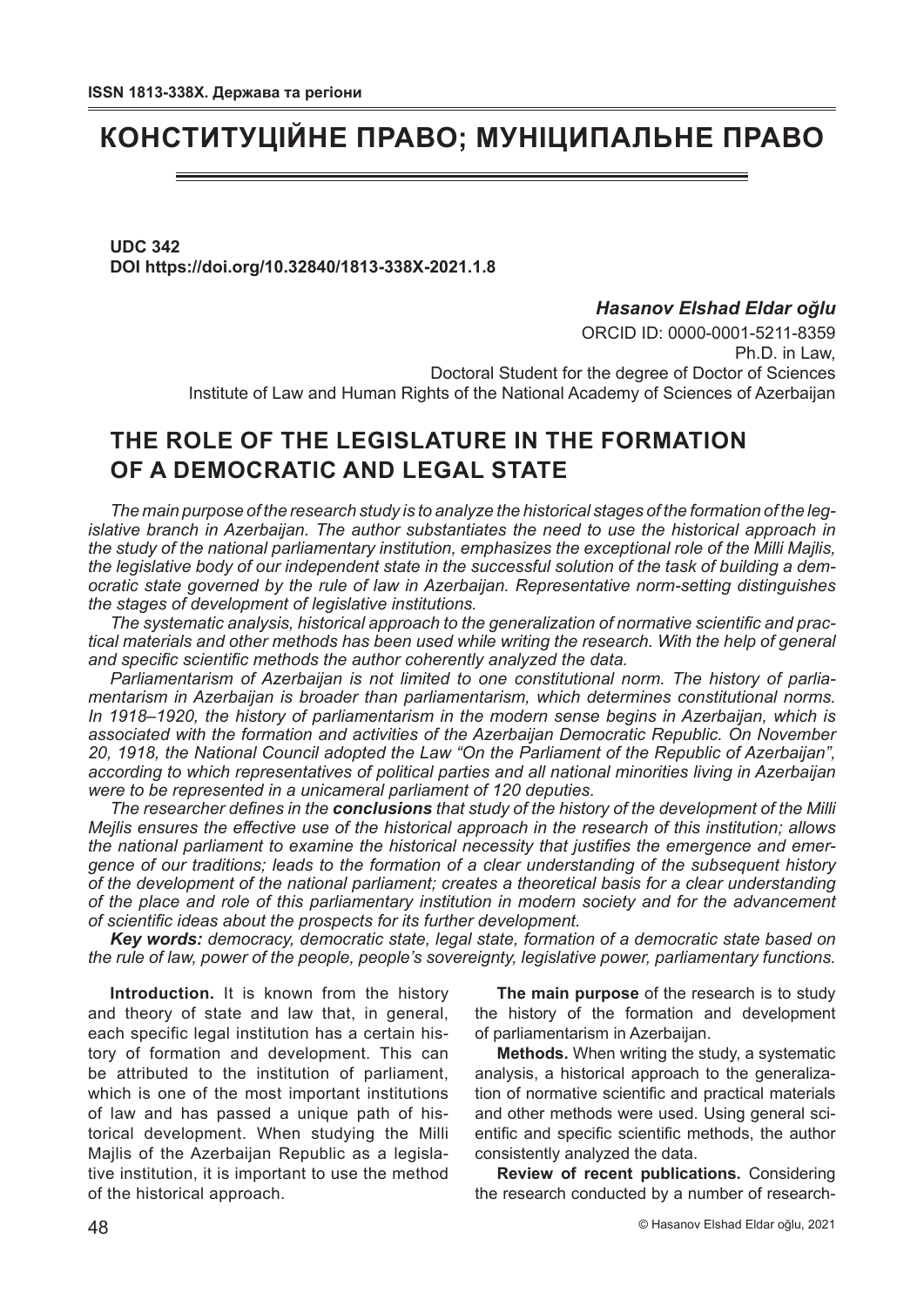# КОНСТИТУЦІЙНЕ ПРАВО; МУНІЦИПАЛЬНЕ ПРАВО

**UDC 342**
**DOI https://doi.org/10.32840/1813-338X-2021.1.8**

***Hasanov Elshad Eldar oğlu***
ORCID ID: 0000-0001-5211-8359
Ph.D. in Law,
Doctoral Student for the degree of Doctor of Sciences
Institute of Law and Human Rights of the National Academy of Sciences of Azerbaijan

## THE ROLE OF THE LEGISLATURE IN THE FORMATION OF A DEMOCRATIC AND LEGAL STATE

*The main purpose of the research study is to analyze the historical stages of the formation of the legislative branch in Azerbaijan. The author substantiates the need to use the historical approach in the study of the national parliamentary institution, emphasizes the exceptional role of the Milli Majlis, the legislative body of our independent state in the successful solution of the task of building a democratic state governed by the rule of law in Azerbaijan. Representative norm-setting distinguishes the stages of development of legislative institutions.*

*The systematic analysis, historical approach to the generalization of normative scientific and practical materials and other methods has been used while writing the research. With the help of general and specific scientific methods the author coherently analyzed the data.*

*Parliamentarism of Azerbaijan is not limited to one constitutional norm. The history of parliamentarism in Azerbaijan is broader than parliamentarism, which determines constitutional norms. In 1918–1920, the history of parliamentarism in the modern sense begins in Azerbaijan, which is associated with the formation and activities of the Azerbaijan Democratic Republic. On November 20, 1918, the National Council adopted the Law "On the Parliament of the Republic of Azerbaijan", according to which representatives of political parties and all national minorities living in Azerbaijan were to be represented in a unicameral parliament of 120 deputies.*

*The researcher defines in the* ***conclusions*** *that study of the history of the development of the Milli Mejlis ensures the effective use of the historical approach in the research of this institution; allows the national parliament to examine the historical necessity that justifies the emergence and emergence of our traditions; leads to the formation of a clear understanding of the subsequent history of the development of the national parliament; creates a theoretical basis for a clear understanding of the place and role of this parliamentary institution in modern society and for the advancement of scientific ideas about the prospects for its further development.*

***Key words:*** *democracy, democratic state, legal state, formation of a democratic state based on the rule of law, power of the people, people's sovereignty, legislative power, parliamentary functions.*

**Introduction.** It is known from the history and theory of state and law that, in general, each specific legal institution has a certain history of formation and development. This can be attributed to the institution of parliament, which is one of the most important institutions of law and has passed a unique path of historical development. When studying the Milli Majlis of the Azerbaijan Republic as a legislative institution, it is important to use the method of the historical approach.

**The main purpose** of the research is to study the history of the formation and development of parliamentarism in Azerbaijan.

**Methods.** When writing the study, a systematic analysis, a historical approach to the generalization of normative scientific and practical materials and other methods were used. Using general scientific and specific scientific methods, the author consistently analyzed the data.

**Review of recent publications.** Considering the research conducted by a number of research-

© Hasanov Elshad Eldar oğlu, 2021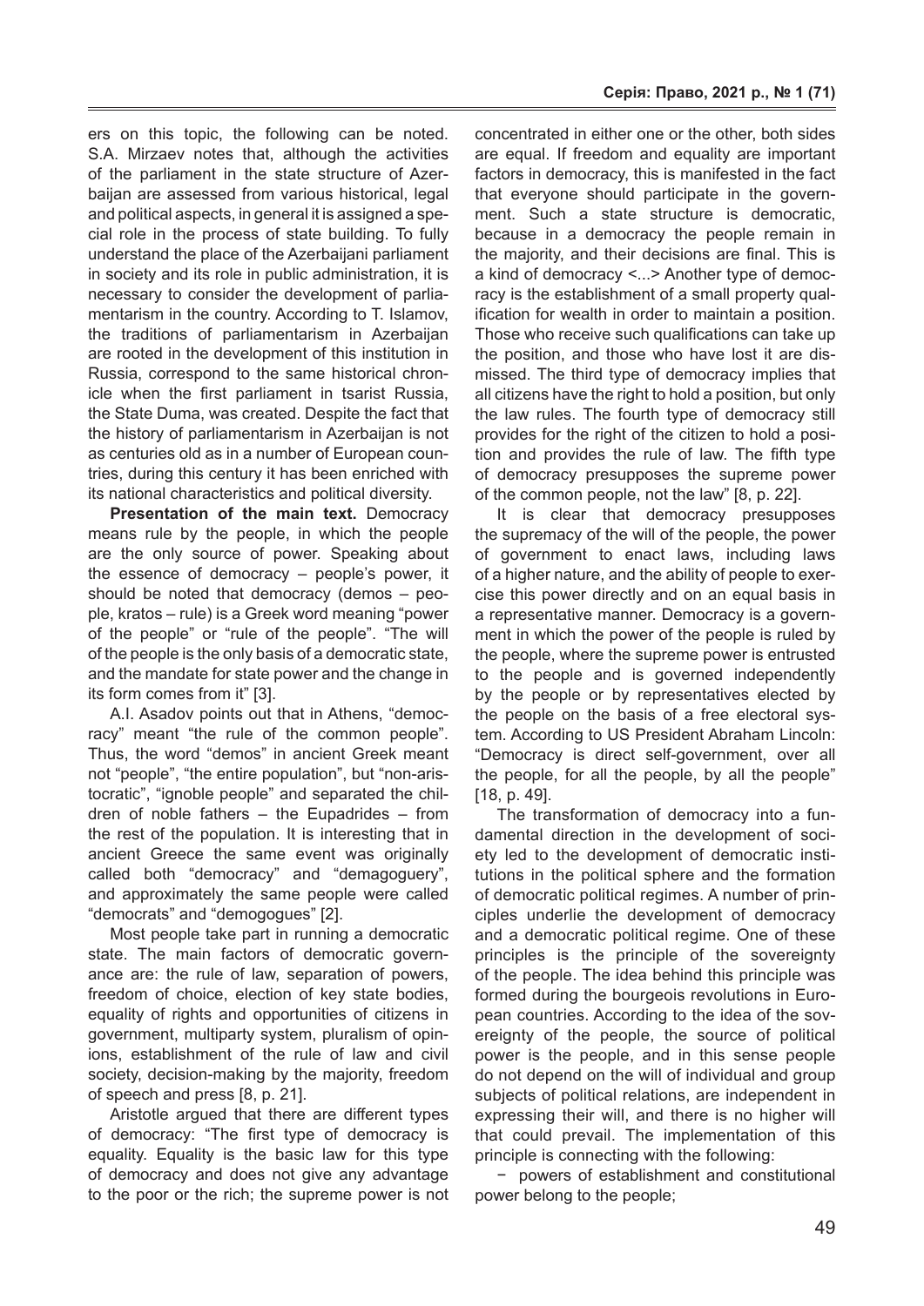ers on this topic, the following can be noted. S.A. Mirzaev notes that, although the activities of the parliament in the state structure of Azerbaijan are assessed from various historical, legal and political aspects, in general it is assigned a special role in the process of state building. To fully understand the place of the Azerbaijani parliament in society and its role in public administration, it is necessary to consider the development of parliamentarism in the country. According to T. Islamov, the traditions of parliamentarism in Azerbaijan are rooted in the development of this institution in Russia, correspond to the same historical chronicle when the first parliament in tsarist Russia, the State Duma, was created. Despite the fact that the history of parliamentarism in Azerbaijan is not as centuries old as in a number of European countries, during this century it has been enriched with its national characteristics and political diversity.

**Presentation of the main text.** Democracy means rule by the people, in which the people are the only source of power. Speaking about the essence of democracy – people's power, it should be noted that democracy (demos – people, kratos – rule) is a Greek word meaning "power of the people" or "rule of the people". "The will of the people is the only basis of a democratic state, and the mandate for state power and the change in its form comes from it" [3].

A.I. Asadov points out that in Athens, "democracy" meant "the rule of the common people". Thus, the word "demos" in ancient Greek meant not "people", "the entire population", but "non-aristocratic", "ignoble people" and separated the children of noble fathers – the Eupadrides – from the rest of the population. It is interesting that in ancient Greece the same event was originally called both "democracy" and "demagoguery", and approximately the same people were called "democrats" and "demogogues" [2].

Most people take part in running a democratic state. The main factors of democratic governance are: the rule of law, separation of powers, freedom of choice, election of key state bodies, equality of rights and opportunities of citizens in government, multiparty system, pluralism of opinions, establishment of the rule of law and civil society, decision-making by the majority, freedom of speech and press [8, p. 21].

Aristotle argued that there are different types of democracy: "The first type of democracy is equality. Equality is the basic law for this type of democracy and does not give any advantage to the poor or the rich; the supreme power is not concentrated in either one or the other, both sides are equal. If freedom and equality are important factors in democracy, this is manifested in the fact that everyone should participate in the government. Such a state structure is democratic, because in a democracy the people remain in the majority, and their decisions are final. This is a kind of democracy <...> Another type of democracy is the establishment of a small property qualification for wealth in order to maintain a position. Those who receive such qualifications can take up the position, and those who have lost it are dismissed. The third type of democracy implies that all citizens have the right to hold a position, but only the law rules. The fourth type of democracy still provides for the right of the citizen to hold a position and provides the rule of law. The fifth type of democracy presupposes the supreme power of the common people, not the law" [8, p. 22].

It is clear that democracy presupposes the supremacy of the will of the people, the power of government to enact laws, including laws of a higher nature, and the ability of people to exercise this power directly and on an equal basis in a representative manner. Democracy is a government in which the power of the people is ruled by the people, where the supreme power is entrusted to the people and is governed independently by the people or by representatives elected by the people on the basis of a free electoral system. According to US President Abraham Lincoln: "Democracy is direct self-government, over all the people, for all the people, by all the people" [18, p. 49].

The transformation of democracy into a fundamental direction in the development of society led to the development of democratic institutions in the political sphere and the formation of democratic political regimes. A number of principles underlie the development of democracy and a democratic political regime. One of these principles is the principle of the sovereignty of the people. The idea behind this principle was formed during the bourgeois revolutions in European countries. According to the idea of the sovereignty of the people, the source of political power is the people, and in this sense people do not depend on the will of individual and group subjects of political relations, are independent in expressing their will, and there is no higher will that could prevail. The implementation of this principle is connecting with the following:

− powers of establishment and constitutional power belong to the people;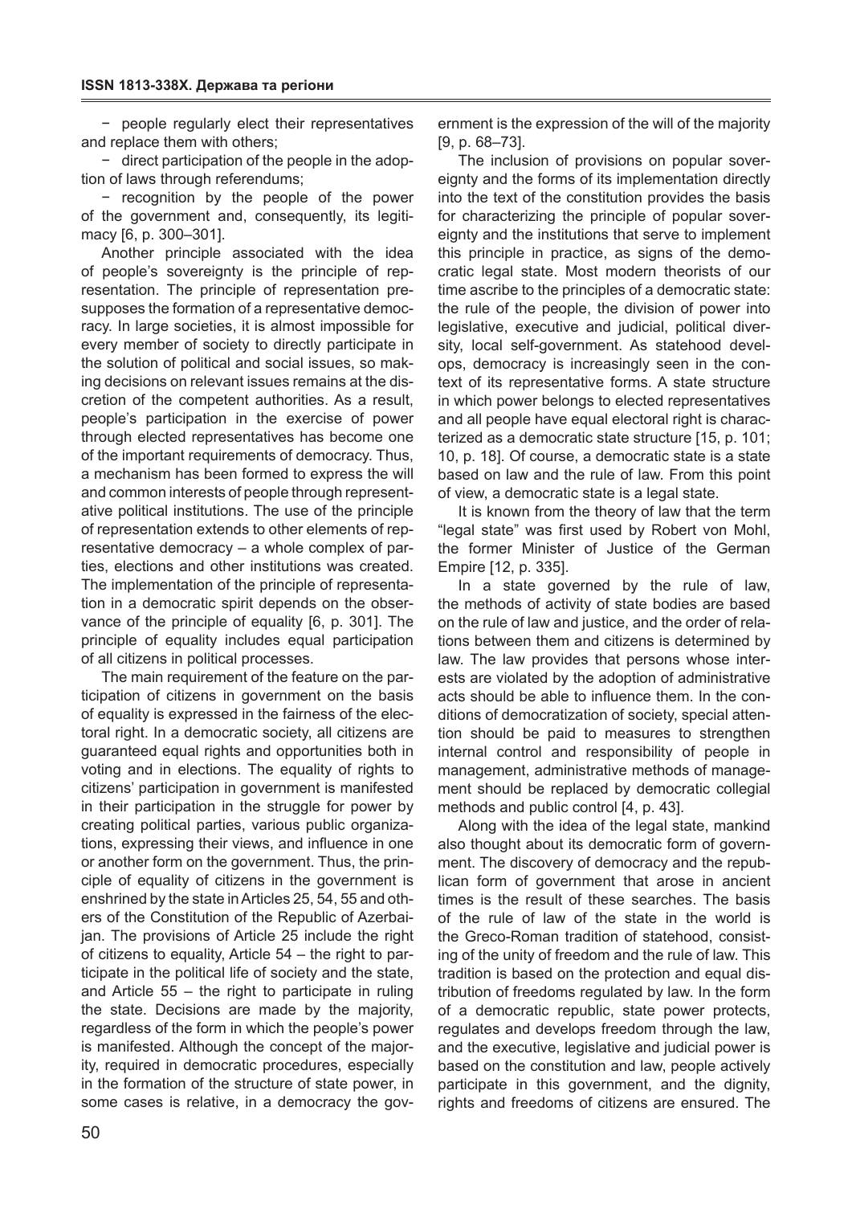− people regularly elect their representatives and replace them with others;

− direct participation of the people in the adoption of laws through referendums;

− recognition by the people of the power of the government and, consequently, its legitimacy [6, p. 300–301].

Another principle associated with the idea of people's sovereignty is the principle of representation. The principle of representation presupposes the formation of a representative democracy. In large societies, it is almost impossible for every member of society to directly participate in the solution of political and social issues, so making decisions on relevant issues remains at the discretion of the competent authorities. As a result, people's participation in the exercise of power through elected representatives has become one of the important requirements of democracy. Thus, a mechanism has been formed to express the will and common interests of people through representative political institutions. The use of the principle of representation extends to other elements of representative democracy – a whole complex of parties, elections and other institutions was created. The implementation of the principle of representation in a democratic spirit depends on the observance of the principle of equality [6, p. 301]. The principle of equality includes equal participation of all citizens in political processes.

The main requirement of the feature on the participation of citizens in government on the basis of equality is expressed in the fairness of the electoral right. In a democratic society, all citizens are guaranteed equal rights and opportunities both in voting and in elections. The equality of rights to citizens' participation in government is manifested in their participation in the struggle for power by creating political parties, various public organizations, expressing their views, and influence in one or another form on the government. Thus, the principle of equality of citizens in the government is enshrined by the state in Articles 25, 54, 55 and others of the Constitution of the Republic of Azerbaijan. The provisions of Article 25 include the right of citizens to equality, Article 54 – the right to participate in the political life of society and the state, and Article 55 – the right to participate in ruling the state. Decisions are made by the majority, regardless of the form in which the people's power is manifested. Although the concept of the majority, required in democratic procedures, especially in the formation of the structure of state power, in some cases is relative, in a democracy the government is the expression of the will of the majority [9, p. 68–73].

The inclusion of provisions on popular sovereignty and the forms of its implementation directly into the text of the constitution provides the basis for characterizing the principle of popular sovereignty and the institutions that serve to implement this principle in practice, as signs of the democratic legal state. Most modern theorists of our time ascribe to the principles of a democratic state: the rule of the people, the division of power into legislative, executive and judicial, political diversity, local self-government. As statehood develops, democracy is increasingly seen in the context of its representative forms. A state structure in which power belongs to elected representatives and all people have equal electoral right is characterized as a democratic state structure [15, p. 101; 10, p. 18]. Of course, a democratic state is a state based on law and the rule of law. From this point of view, a democratic state is a legal state.

It is known from the theory of law that the term "legal state" was first used by Robert von Mohl, the former Minister of Justice of the German Empire [12, p. 335].

In a state governed by the rule of law, the methods of activity of state bodies are based on the rule of law and justice, and the order of relations between them and citizens is determined by law. The law provides that persons whose interests are violated by the adoption of administrative acts should be able to influence them. In the conditions of democratization of society, special attention should be paid to measures to strengthen internal control and responsibility of people in management, administrative methods of management should be replaced by democratic collegial methods and public control [4, p. 43].

Along with the idea of the legal state, mankind also thought about its democratic form of government. The discovery of democracy and the republican form of government that arose in ancient times is the result of these searches. The basis of the rule of law of the state in the world is the Greco-Roman tradition of statehood, consisting of the unity of freedom and the rule of law. This tradition is based on the protection and equal distribution of freedoms regulated by law. In the form of a democratic republic, state power protects, regulates and develops freedom through the law, and the executive, legislative and judicial power is based on the constitution and law, people actively participate in this government, and the dignity, rights and freedoms of citizens are ensured. The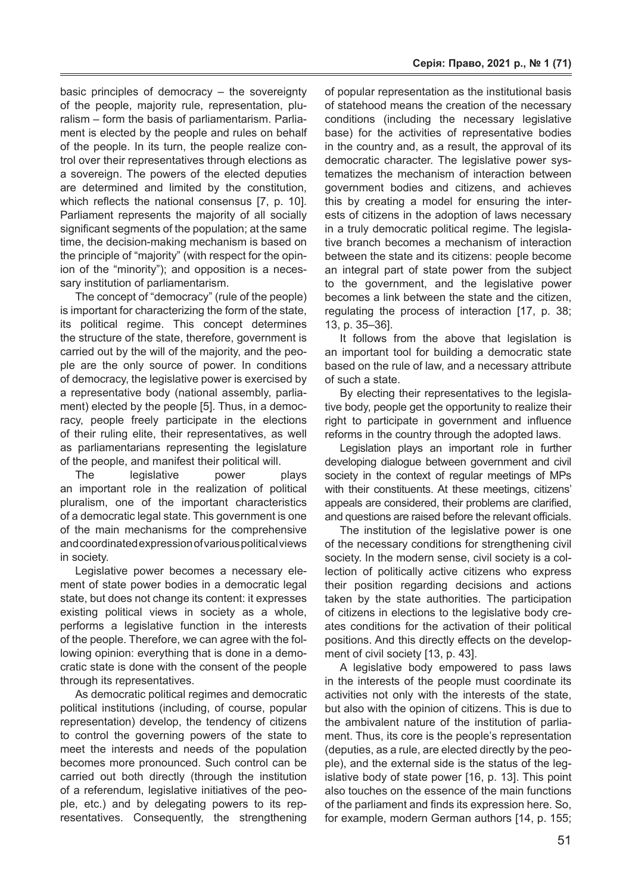basic principles of democracy – the sovereignty of the people, majority rule, representation, pluralism – form the basis of parliamentarism. Parliament is elected by the people and rules on behalf of the people. In its turn, the people realize control over their representatives through elections as a sovereign. The powers of the elected deputies are determined and limited by the constitution, which reflects the national consensus [7, p. 10]. Parliament represents the majority of all socially significant segments of the population; at the same time, the decision-making mechanism is based on the principle of "majority" (with respect for the opinion of the "minority"); and opposition is a necessary institution of parliamentarism.

The concept of "democracy" (rule of the people) is important for characterizing the form of the state, its political regime. This concept determines the structure of the state, therefore, government is carried out by the will of the majority, and the people are the only source of power. In conditions of democracy, the legislative power is exercised by a representative body (national assembly, parliament) elected by the people [5]. Thus, in a democracy, people freely participate in the elections of their ruling elite, their representatives, as well as parliamentarians representing the legislature of the people, and manifest their political will.

The legislative power plays an important role in the realization of political pluralism, one of the important characteristics of a democratic legal state. This government is one of the main mechanisms for the comprehensive and coordinated expression of various political views in society.

Legislative power becomes a necessary element of state power bodies in a democratic legal state, but does not change its content: it expresses existing political views in society as a whole, performs a legislative function in the interests of the people. Therefore, we can agree with the following opinion: everything that is done in a democratic state is done with the consent of the people through its representatives.

As democratic political regimes and democratic political institutions (including, of course, popular representation) develop, the tendency of citizens to control the governing powers of the state to meet the interests and needs of the population becomes more pronounced. Such control can be carried out both directly (through the institution of a referendum, legislative initiatives of the people, etc.) and by delegating powers to its representatives. Consequently, the strengthening of popular representation as the institutional basis of statehood means the creation of the necessary conditions (including the necessary legislative base) for the activities of representative bodies in the country and, as a result, the approval of its democratic character. The legislative power systematizes the mechanism of interaction between government bodies and citizens, and achieves this by creating a model for ensuring the interests of citizens in the adoption of laws necessary in a truly democratic political regime. The legislative branch becomes a mechanism of interaction between the state and its citizens: people become an integral part of state power from the subject to the government, and the legislative power becomes a link between the state and the citizen, regulating the process of interaction [17, p. 38; 13, p. 35–36].

It follows from the above that legislation is an important tool for building a democratic state based on the rule of law, and a necessary attribute of such a state.

By electing their representatives to the legislative body, people get the opportunity to realize their right to participate in government and influence reforms in the country through the adopted laws.

Legislation plays an important role in further developing dialogue between government and civil society in the context of regular meetings of MPs with their constituents. At these meetings, citizens' appeals are considered, their problems are clarified, and questions are raised before the relevant officials.

The institution of the legislative power is one of the necessary conditions for strengthening civil society. In the modern sense, civil society is a collection of politically active citizens who express their position regarding decisions and actions taken by the state authorities. The participation of citizens in elections to the legislative body creates conditions for the activation of their political positions. And this directly effects on the development of civil society [13, p. 43].

A legislative body empowered to pass laws in the interests of the people must coordinate its activities not only with the interests of the state, but also with the opinion of citizens. This is due to the ambivalent nature of the institution of parliament. Thus, its core is the people's representation (deputies, as a rule, are elected directly by the people), and the external side is the status of the legislative body of state power [16, p. 13]. This point also touches on the essence of the main functions of the parliament and finds its expression here. So, for example, modern German authors [14, p. 155;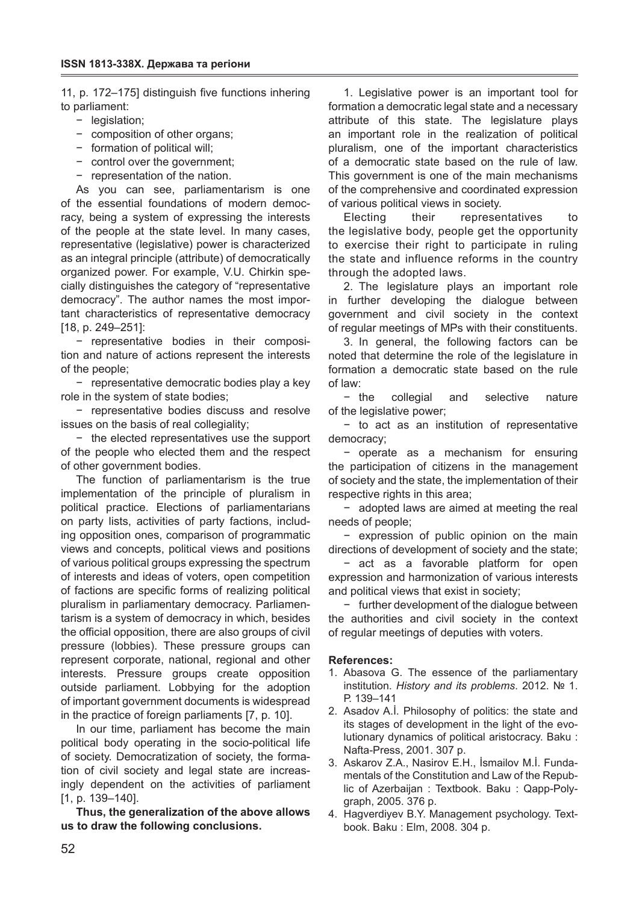11, p. 172–175] distinguish five functions inhering to parliament:

- legislation;
- composition of other organs;
- formation of political will;
- control over the government;
- representation of the nation.

As you can see, parliamentarism is one of the essential foundations of modern democracy, being a system of expressing the interests of the people at the state level. In many cases, representative (legislative) power is characterized as an integral principle (attribute) of democratically organized power. For example, V.U. Chirkin specially distinguishes the category of "representative democracy". The author names the most important characteristics of representative democracy [18, p. 249–251]:

- representative bodies in their composition and nature of actions represent the interests of the people;
- representative democratic bodies play a key role in the system of state bodies;
- representative bodies discuss and resolve issues on the basis of real collegiality;
- the elected representatives use the support of the people who elected them and the respect of other government bodies.

The function of parliamentarism is the true implementation of the principle of pluralism in political practice. Elections of parliamentarians on party lists, activities of party factions, including opposition ones, comparison of programmatic views and concepts, political views and positions of various political groups expressing the spectrum of interests and ideas of voters, open competition of factions are specific forms of realizing political pluralism in parliamentary democracy. Parliamentarism is a system of democracy in which, besides the official opposition, there are also groups of civil pressure (lobbies). These pressure groups can represent corporate, national, regional and other interests. Pressure groups create opposition outside parliament. Lobbying for the adoption of important government documents is widespread in the practice of foreign parliaments [7, p. 10].

In our time, parliament has become the main political body operating in the socio-political life of society. Democratization of society, the formation of civil society and legal state are increasingly dependent on the activities of parliament [1, p. 139–140].

**Thus, the generalization of the above allows us to draw the following conclusions.**

1. Legislative power is an important tool for formation a democratic legal state and a necessary attribute of this state. The legislature plays an important role in the realization of political pluralism, one of the important characteristics of a democratic state based on the rule of law. This government is one of the main mechanisms of the comprehensive and coordinated expression of various political views in society.

Electing their representatives to the legislative body, people get the opportunity to exercise their right to participate in ruling the state and influence reforms in the country through the adopted laws.

2. The legislature plays an important role in further developing the dialogue between government and civil society in the context of regular meetings of MPs with their constituents.

3. In general, the following factors can be noted that determine the role of the legislature in formation a democratic state based on the rule of law:

- the collegial and selective nature of the legislative power;
- to act as an institution of representative democracy;
- operate as a mechanism for ensuring the participation of citizens in the management of society and the state, the implementation of their respective rights in this area;
- adopted laws are aimed at meeting the real needs of people;
- expression of public opinion on the main directions of development of society and the state;
- act as a favorable platform for open expression and harmonization of various interests and political views that exist in society;
- further development of the dialogue between the authorities and civil society in the context of regular meetings of deputies with voters.

**References:**

1. Abasova G. The essence of the parliamentary institution. *History and its problems*. 2012. № 1. P. 139–141
2. Asadov A.İ. Philosophy of politics: the state and its stages of development in the light of the evolutionary dynamics of political aristocracy. Baku : Nafta-Press, 2001. 307 p.
3. Askarov Z.A., Nasirov E.H., İsmailov M.İ. Fundamentals of the Constitution and Law of the Republic of Azerbaijan : Textbook. Baku : Qapp-Polygraph, 2005. 376 p.
4. Hagverdiyev B.Y. Management psychology. Textbook. Baku : Elm, 2008. 304 p.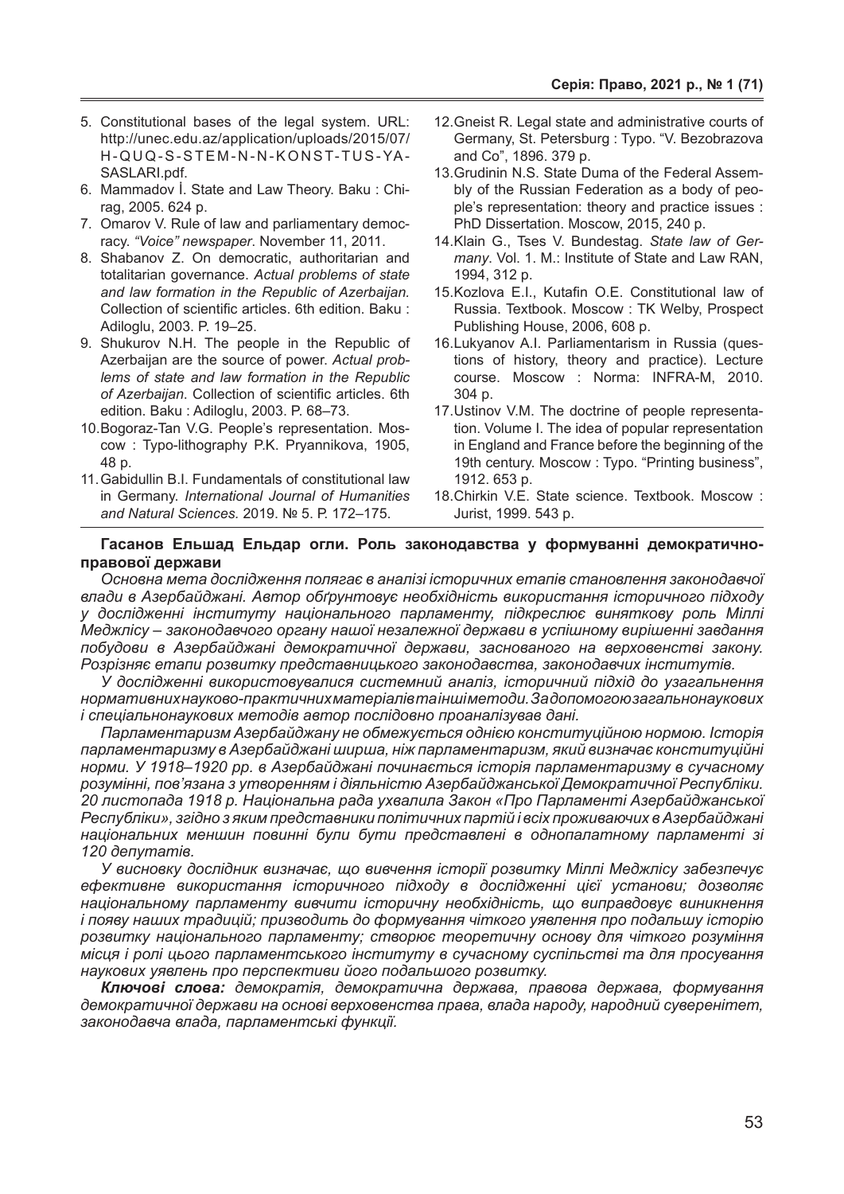5. Constitutional bases of the legal system. URL: http://unec.edu.az/application/uploads/2015/07/H-QUQ-S-STEM-N-N-KONST-TUS-YA-SASLARI.pdf.
6. Mammadov İ. State and Law Theory. Baku : Chirag, 2005. 624 p.
7. Omarov V. Rule of law and parliamentary democracy. *"Voice" newspaper*. November 11, 2011.
8. Shabanov Z. On democratic, authoritarian and totalitarian governance. *Actual problems of state and law formation in the Republic of Azerbaijan.* Collection of scientific articles. 6th edition. Baku : Adiloglu, 2003. P. 19–25.
9. Shukurov N.H. The people in the Republic of Azerbaijan are the source of power. *Actual problems of state and law formation in the Republic of Azerbaijan*. Collection of scientific articles. 6th edition. Baku : Adiloglu, 2003. P. 68–73.
10. Bogoraz-Tan V.G. People's representation. Moscow : Typo-lithography P.K. Pryannikova, 1905, 48 p.
11. Gabidullin B.I. Fundamentals of constitutional law in Germany. *International Journal of Humanities and Natural Sciences.* 2019. № 5. P. 172–175.
12. Gneist R. Legal state and administrative courts of Germany, St. Petersburg : Typo. "V. Bezobrazova and Co", 1896. 379 p.
13. Grudinin N.S. State Duma of the Federal Assembly of the Russian Federation as a body of people's representation: theory and practice issues : PhD Dissertation. Moscow, 2015, 240 p.
14. Klain G., Tses V. Bundestag. *State law of Germany*. Vol. 1. M.: Institute of State and Law RAN, 1994, 312 p.
15. Kozlova E.I., Kutafin O.E. Constitutional law of Russia. Textbook. Moscow : TK Welby, Prospect Publishing House, 2006, 608 p.
16. Lukyanov A.I. Parliamentarism in Russia (questions of history, theory and practice). Lecture course. Moscow : Norma: INFRA-M, 2010. 304 p.
17. Ustinov V.M. The doctrine of people representation. Volume I. The idea of popular representation in England and France before the beginning of the 19th century. Moscow : Typo. "Printing business", 1912. 653 p.
18. Chirkin V.E. State science. Textbook. Moscow : Jurist, 1999. 543 p.

**Гасанов Ельшад Ельдар огли. Роль законодавства у формуванні демократично-правової держави**

*Основна мета дослідження полягає в аналізі історичних етапів становлення законодавчої влади в Азербайджані. Автор обґрунтовує необхідність використання історичного підходу у дослідженні інституту національного парламенту, підкреслює виняткову роль Міллі Меджлісу – законодавчого органу нашої незалежної держави в успішному вирішенні завдання побудови в Азербайджані демократичної держави, заснованого на верховенстві закону. Розрізняє етапи розвитку представницького законодавства, законодавчих інститутів.*

*У дослідженні використовувалися системний аналіз, історичний підхід до узагальнення нормативних науково-практичних матеріалів та інші методи. За допомогою загальнонаукових і спеціальнонаукових методів автор послідовно проаналізував дані.*

*Парламентаризм Азербайджану не обмежується однією конституційною нормою. Історія парламентаризму в Азербайджані ширша, ніж парламентаризм, який визначає конституційні норми. У 1918–1920 рр. в Азербайджані починається історія парламентаризму в сучасному розумінні, пов'язана з утворенням і діяльністю Азербайджанської Демократичної Республіки. 20 листопада 1918 р. Національна рада ухвалила Закон «Про Парламенті Азербайджанської Республіки», згідно з яким представники політичних партій і всіх проживаючих в Азербайджані національних меншин повинні були бути представлені в однопалатному парламенті зі 120 депутатів.*

*У висновку дослідник визначає, що вивчення історії розвитку Міллі Меджлісу забезпечує ефективне використання історичного підходу в дослідженні цієї установи; дозволяє національному парламенту вивчити історичну необхідність, що виправдовує виникнення і появу наших традицій; призводить до формування чіткого уявлення про подальшу історію розвитку національного парламенту; створює теоретичну основу для чіткого розуміння місця і ролі цього парламентського інституту в сучасному суспільстві та для просування наукових уявлень про перспективи його подальшого розвитку.*

***Ключові слова:*** *демократія, демократична держава, правова держава, формування демократичної держави на основі верховенства права, влада народу, народний суверенітет, законодавча влада, парламентські функції.*